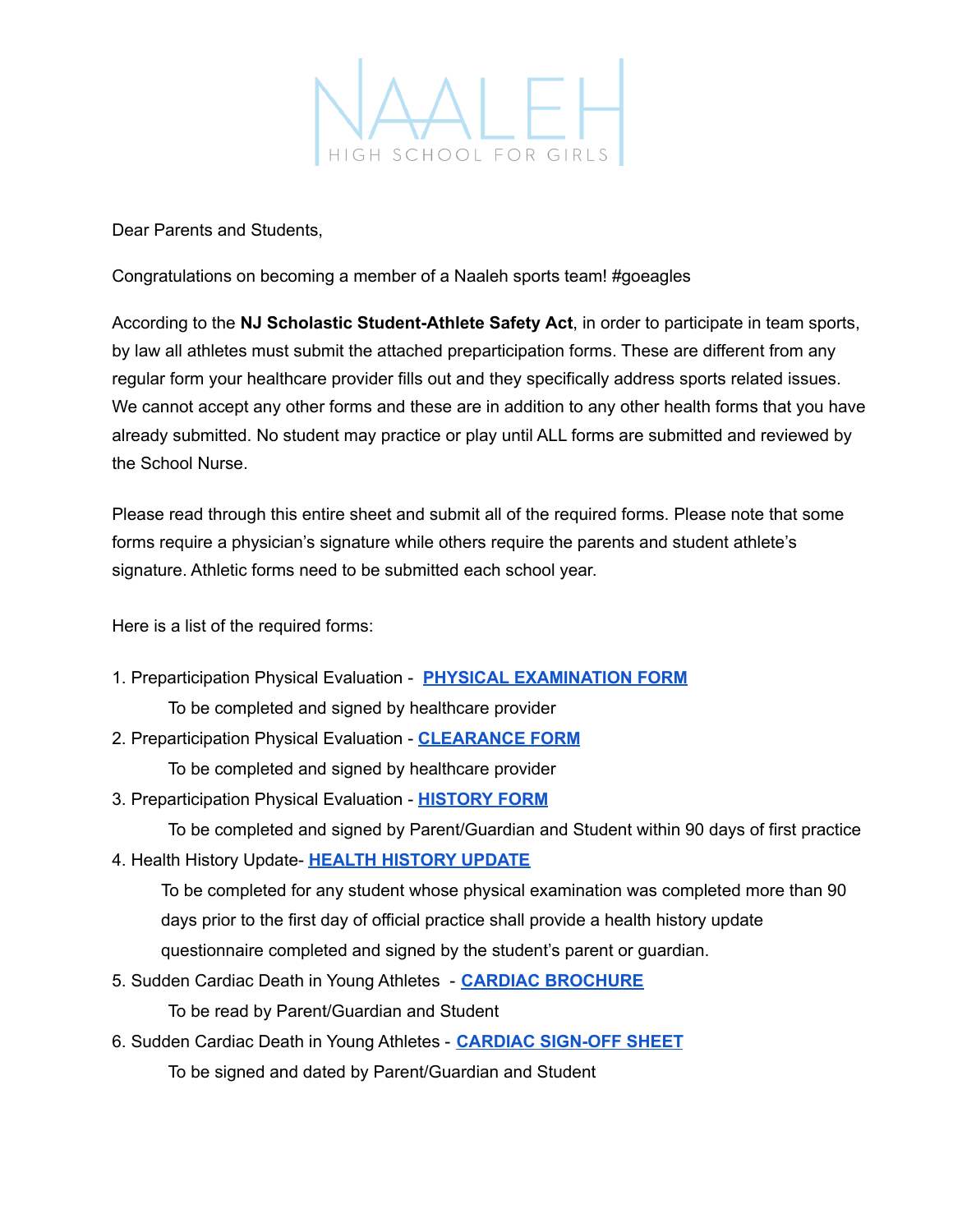# NAALEH

HIGH SCHOOL FOR GIRLS

Dear Parents and Students,

Congratulations on becoming a member of a Naaleh sports team! #goeagles

According to the **NJ Scholastic Student-Athlete Safety Act**, in order to participate in team sports, by law all athletes must submit the attached preparticipation forms. These are different from any regular form your healthcare provider fills out and they specifically address sports related issues. We cannot accept any other forms and these are in addition to any other health forms that you have already submitted. No student may practice or play until ALL forms are submitted and reviewed by the School Nurse.

Please read through this entire sheet and submit all of the required forms. Please note that some forms require a physician's signature while others require the parents and student athlete's signature. Athletic forms need to be submitted each school year.

Here is a list of the required forms:

1. Preparticipation Physical Evaluation - **PHYSICAL EXAMINATION FORM**

   To be completed and signed by healthcare provider

2. Preparticipation Physical Evaluation - **CLEARANCE FORM**

   To be completed and signed by healthcare provider

3. Preparticipation Physical Evaluation - **HISTORY FORM**

   To be completed and signed by Parent/Guardian and Student within 90 days of first practice

4. Health History Update- **HEALTH HISTORY UPDATE**

   To be completed for any student whose physical examination was completed more than 90 days prior to the first day of official practice shall provide a health history update questionnaire completed and signed by the student's parent or guardian.

5. Sudden Cardiac Death in Young Athletes - **CARDIAC BROCHURE**

   To be read by Parent/Guardian and Student

6. Sudden Cardiac Death in Young Athletes - **CARDIAC SIGN-OFF SHEET**

   To be signed and dated by Parent/Guardian and Student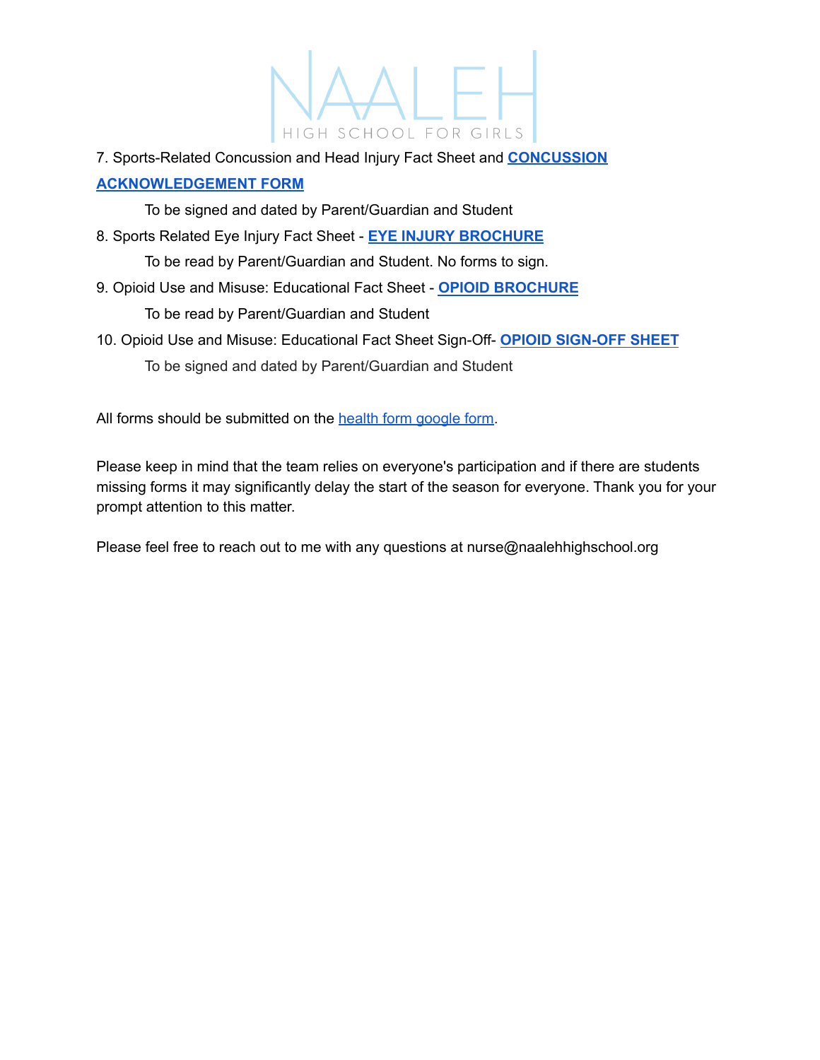7. Sports-Related Concussion and Head Injury Fact Sheet and **CONCUSSION ACKNOWLEDGEMENT FORM**

    To be signed and dated by Parent/Guardian and Student

8. Sports Related Eye Injury Fact Sheet - **EYE INJURY BROCHURE**

    To be read by Parent/Guardian and Student. No forms to sign.

9. Opioid Use and Misuse: Educational Fact Sheet - **OPIOID BROCHURE**

    To be read by Parent/Guardian and Student

10. Opioid Use and Misuse: Educational Fact Sheet Sign-Off- **OPIOID SIGN-OFF SHEET**

    To be signed and dated by Parent/Guardian and Student

All forms should be submitted on the health form google form.

Please keep in mind that the team relies on everyone's participation and if there are students missing forms it may significantly delay the start of the season for everyone. Thank you for your prompt attention to this matter.

Please feel free to reach out to me with any questions at nurse@naalehhighschool.org